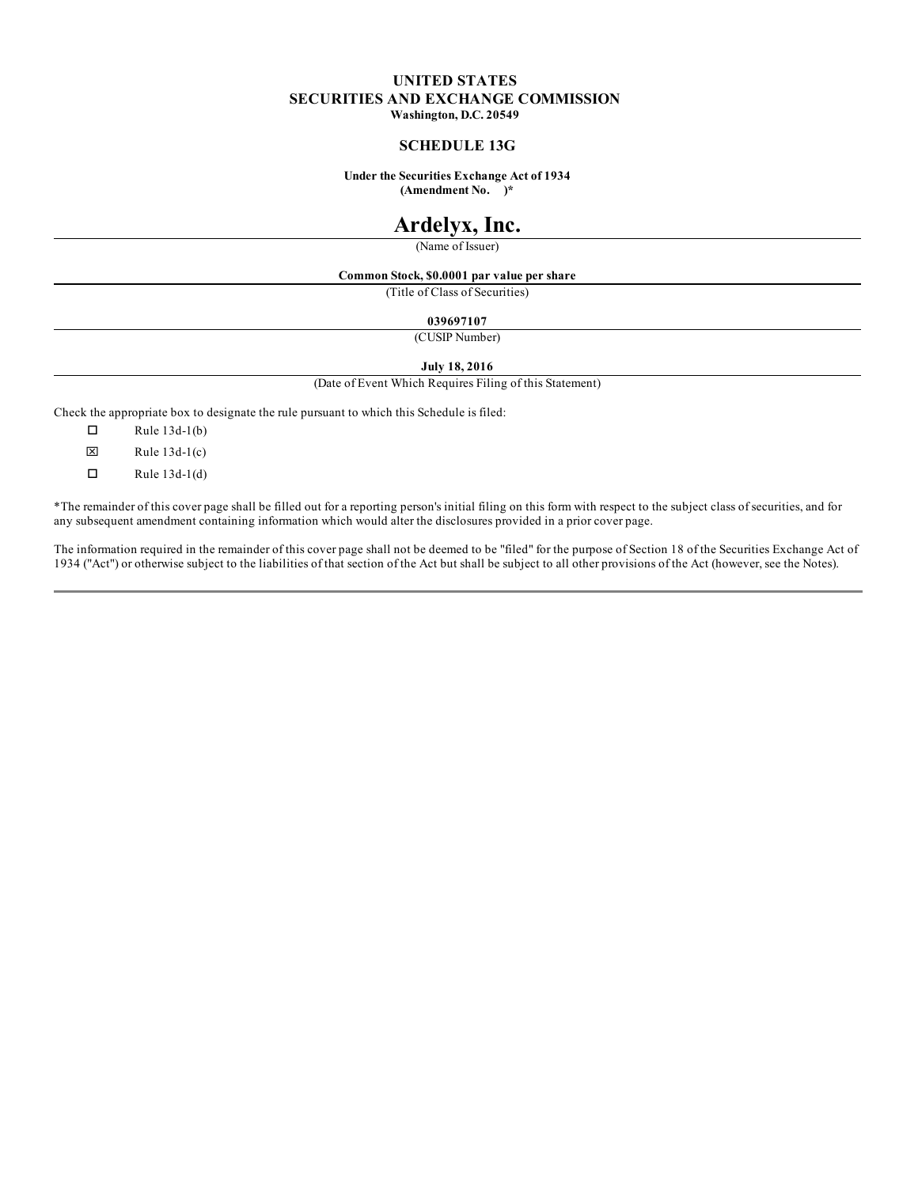# UNITED STATES
# SECURITIES AND EXCHANGE COMMISSION

**Washington, D.C. 20549**

## SCHEDULE 13G

**Under the Securities Exchange Act of 1934**
**(Amendment No. )***

# Ardelyx, Inc.

(Name of Issuer)

**Common Stock, $0.0001 par value per share**

(Title of Class of Securities)

**039697107**

(CUSIP Number)

**July 18, 2016**

(Date of Event Which Requires Filing of this Statement)

Check the appropriate box to designate the rule pursuant to which this Schedule is filed:

- ☐ Rule 13d-1(b)
- ☒ Rule 13d-1(c)
- ☐ Rule 13d-1(d)

*The remainder of this cover page shall be filled out for a reporting person's initial filing on this form with respect to the subject class of securities, and for any subsequent amendment containing information which would alter the disclosures provided in a prior cover page.

The information required in the remainder of this cover page shall not be deemed to be "filed" for the purpose of Section 18 of the Securities Exchange Act of 1934 ("Act") or otherwise subject to the liabilities of that section of the Act but shall be subject to all other provisions of the Act (however, see the Notes).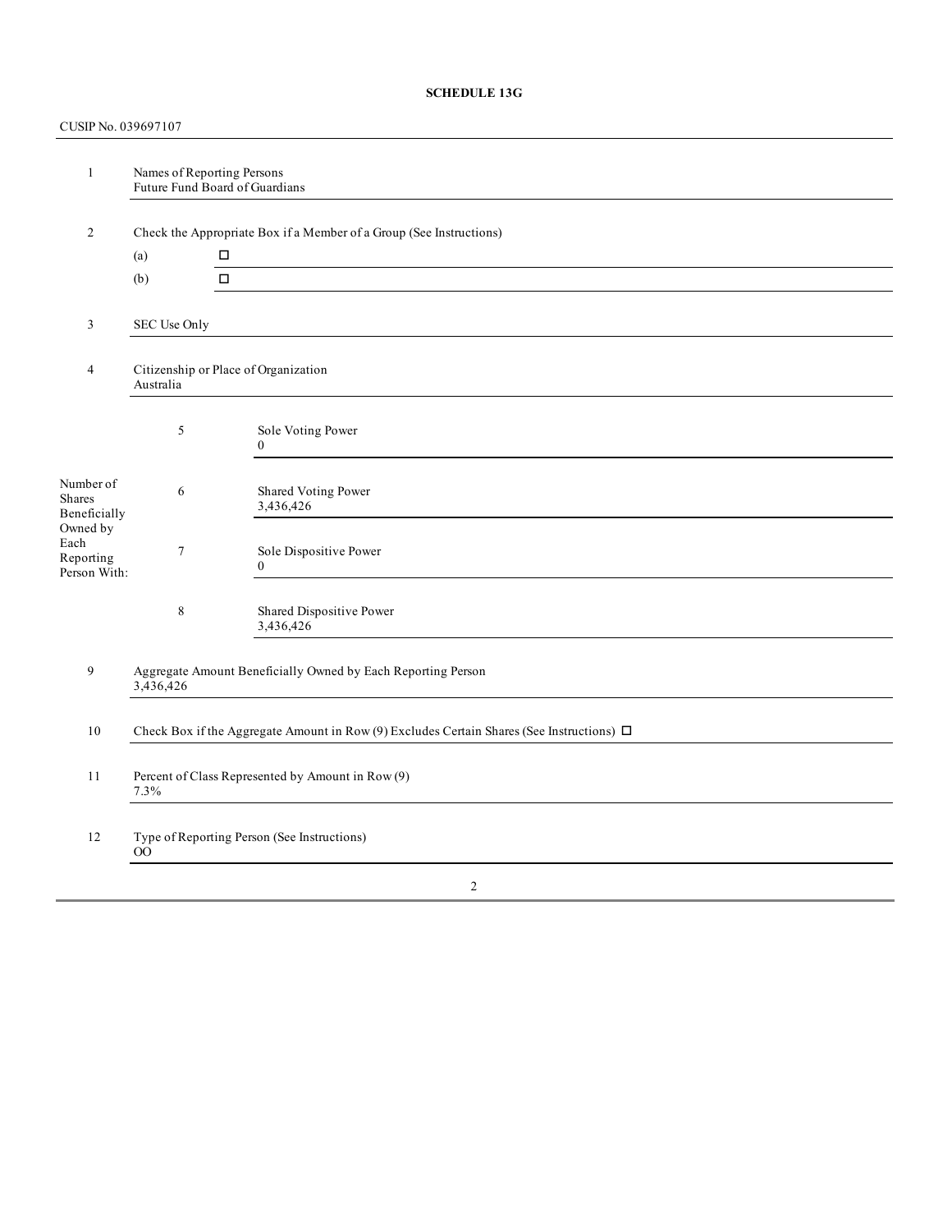**SCHEDULE 13G**

CUSIP No. 039697107

| | | |
|---|---|---|
| 1 | Names of Reporting Persons<br>Future Fund Board of Guardians | |
| 2 | Check the Appropriate Box if a Member of a Group (See Instructions)<br>(a) ☐<br>(b) ☐ | |
| 3 | SEC Use Only | |
| 4 | Citizenship or Place of Organization<br>Australia | |
| Number of Shares Beneficially Owned by Each Reporting Person With: | 5 | Sole Voting Power<br>0 |
| | 6 | Shared Voting Power<br>3,436,426 |
| | 7 | Sole Dispositive Power<br>0 |
| | 8 | Shared Dispositive Power<br>3,436,426 |
| 9 | Aggregate Amount Beneficially Owned by Each Reporting Person<br>3,436,426 | |
| 10 | Check Box if the Aggregate Amount in Row (9) Excludes Certain Shares (See Instructions) ☐ | |
| 11 | Percent of Class Represented by Amount in Row (9)<br>7.3% | |
| 12 | Type of Reporting Person (See Instructions)<br>OO | |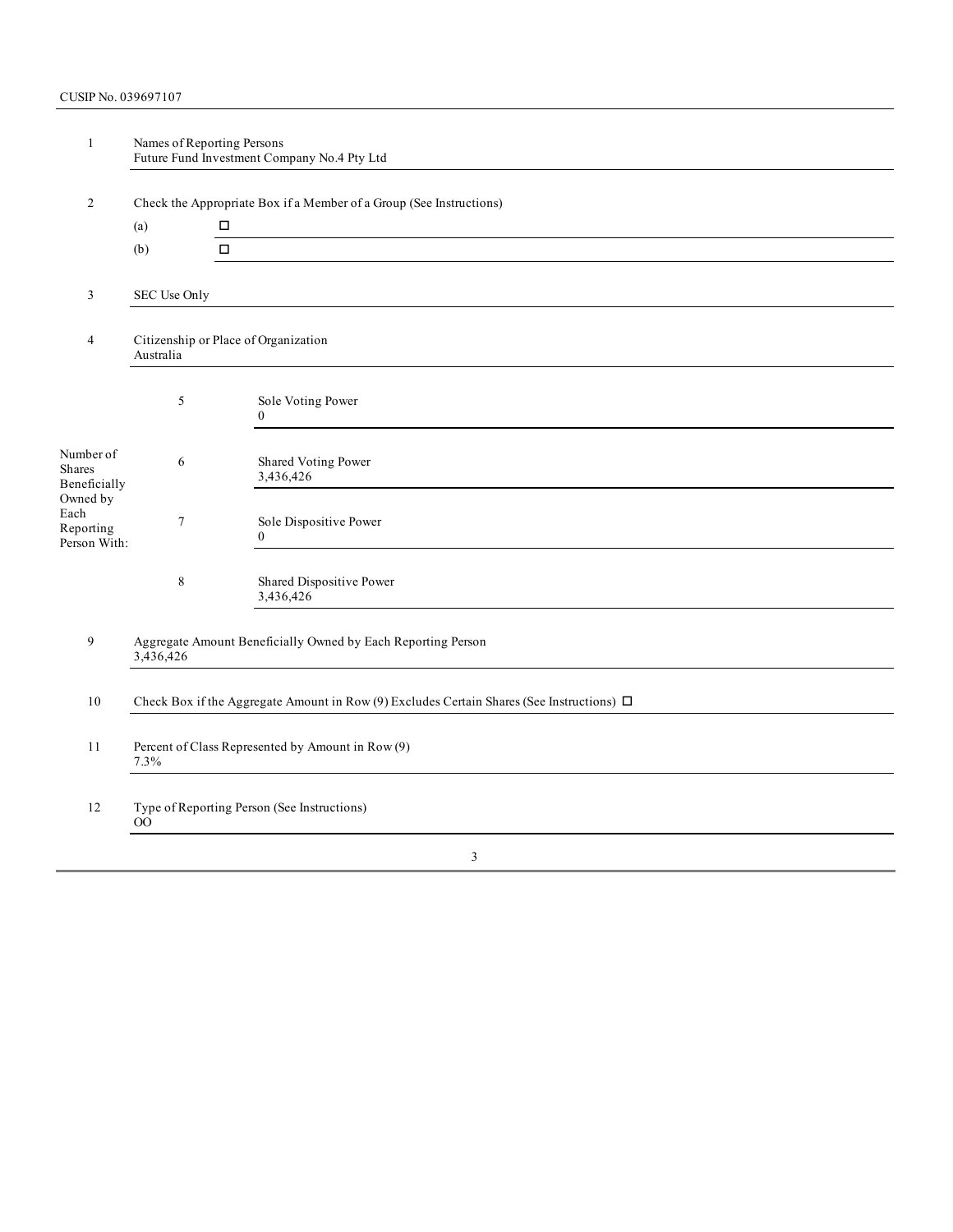CUSIP No. 039697107

| | | | |
|---|---|---|---|
| 1 | Names of Reporting Persons<br>Future Fund Investment Company No.4 Pty Ltd | | |
| 2 | Check the Appropriate Box if a Member of a Group (See Instructions)<br>(a) ☐<br>(b) ☐ | | |
| 3 | SEC Use Only | | |
| 4 | Citizenship or Place of Organization<br>Australia | | |
| Number of Shares Beneficially Owned by Each Reporting Person With: | 5 | Sole Voting Power<br>0 | |
| | 6 | Shared Voting Power<br>3,436,426 | |
| | 7 | Sole Dispositive Power<br>0 | |
| | 8 | Shared Dispositive Power<br>3,436,426 | |
| 9 | Aggregate Amount Beneficially Owned by Each Reporting Person<br>3,436,426 | | |
| 10 | Check Box if the Aggregate Amount in Row (9) Excludes Certain Shares (See Instructions) ☐ | | |
| 11 | Percent of Class Represented by Amount in Row (9)<br>7.3% | | |
| 12 | Type of Reporting Person (See Instructions)<br>OO | | |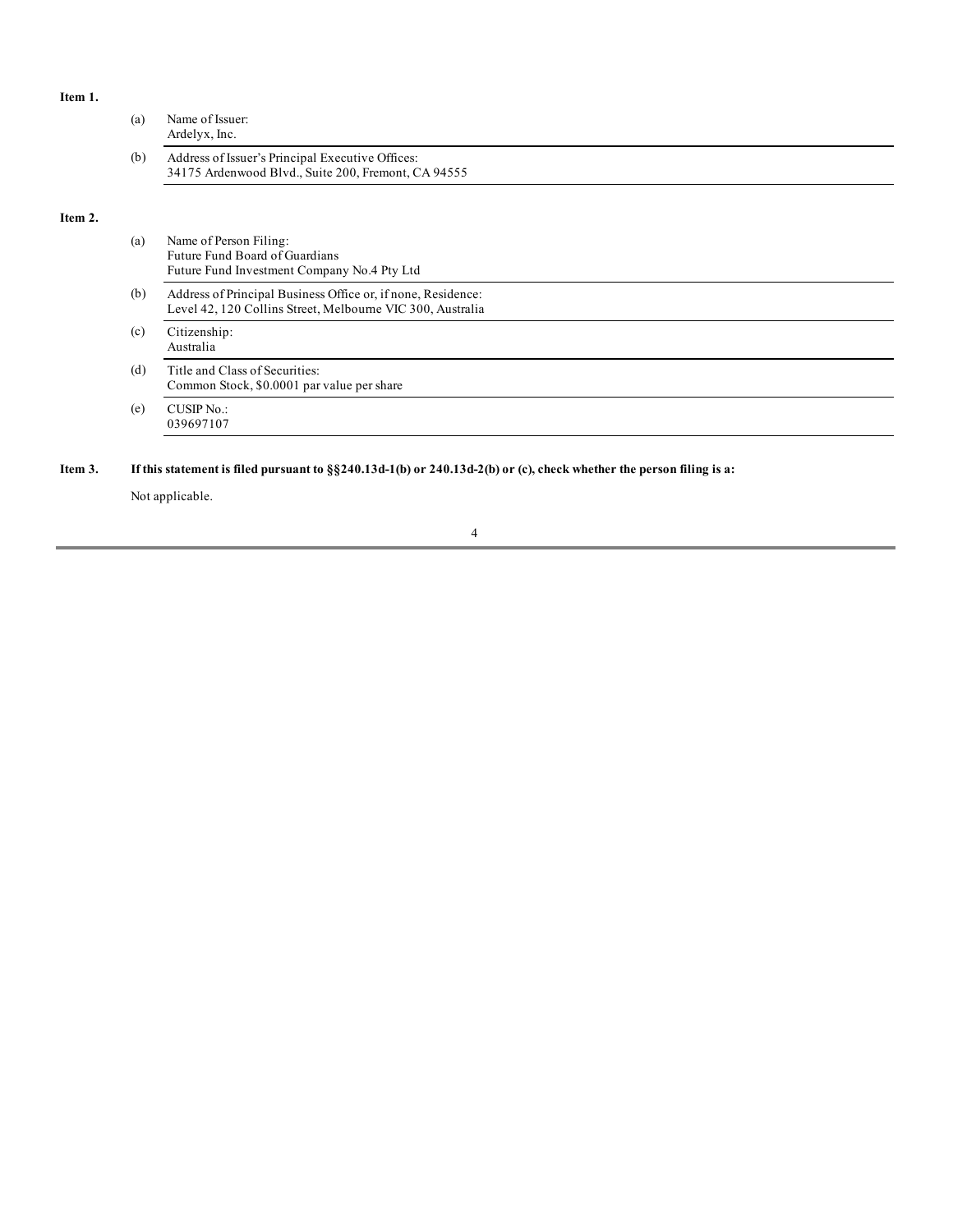**Item 1.**

(a) Name of Issuer:
Ardelyx, Inc.

(b) Address of Issuer's Principal Executive Offices:
34175 Ardenwood Blvd., Suite 200, Fremont, CA 94555

**Item 2.**

(a) Name of Person Filing:
Future Fund Board of Guardians
Future Fund Investment Company No.4 Pty Ltd

(b) Address of Principal Business Office or, if none, Residence:
Level 42, 120 Collins Street, Melbourne VIC 300, Australia

(c) Citizenship:
Australia

(d) Title and Class of Securities:
Common Stock, $0.0001 par value per share

(e) CUSIP No.:
039697107

**Item 3. If this statement is filed pursuant to §§240.13d-1(b) or 240.13d-2(b) or (c), check whether the person filing is a:**

Not applicable.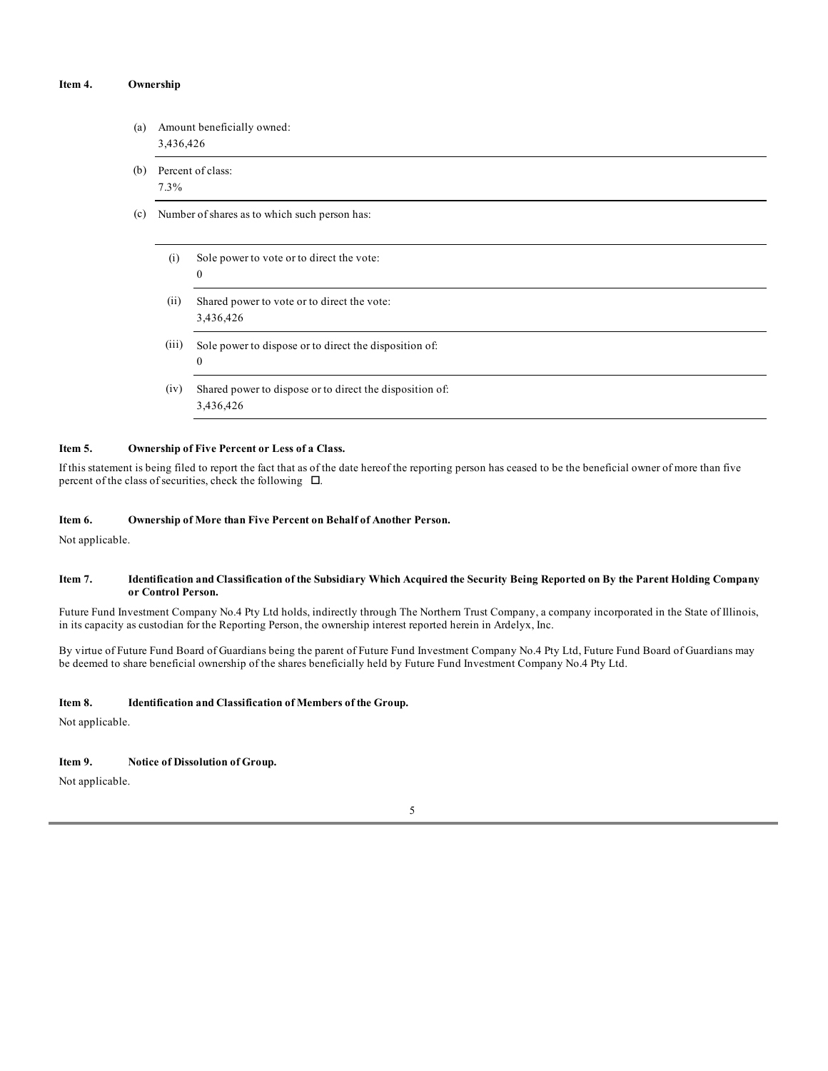**Item 4. Ownership**

(a) Amount beneficially owned:
3,436,426

(b) Percent of class:
7.3%

(c) Number of shares as to which such person has:

(i) Sole power to vote or to direct the vote:
0

(ii) Shared power to vote or to direct the vote:
3,436,426

(iii) Sole power to dispose or to direct the disposition of:
0

(iv) Shared power to dispose or to direct the disposition of:
3,436,426

**Item 5. Ownership of Five Percent or Less of a Class.**

If this statement is being filed to report the fact that as of the date hereof the reporting person has ceased to be the beneficial owner of more than five percent of the class of securities, check the following ☐.

**Item 6. Ownership of More than Five Percent on Behalf of Another Person.**

Not applicable.

**Item 7. Identification and Classification of the Subsidiary Which Acquired the Security Being Reported on By the Parent Holding Company or Control Person.**

Future Fund Investment Company No.4 Pty Ltd holds, indirectly through The Northern Trust Company, a company incorporated in the State of Illinois, in its capacity as custodian for the Reporting Person, the ownership interest reported herein in Ardelyx, Inc.

By virtue of Future Fund Board of Guardians being the parent of Future Fund Investment Company No.4 Pty Ltd, Future Fund Board of Guardians may be deemed to share beneficial ownership of the shares beneficially held by Future Fund Investment Company No.4 Pty Ltd.

**Item 8. Identification and Classification of Members of the Group.**

Not applicable.

**Item 9. Notice of Dissolution of Group.**

Not applicable.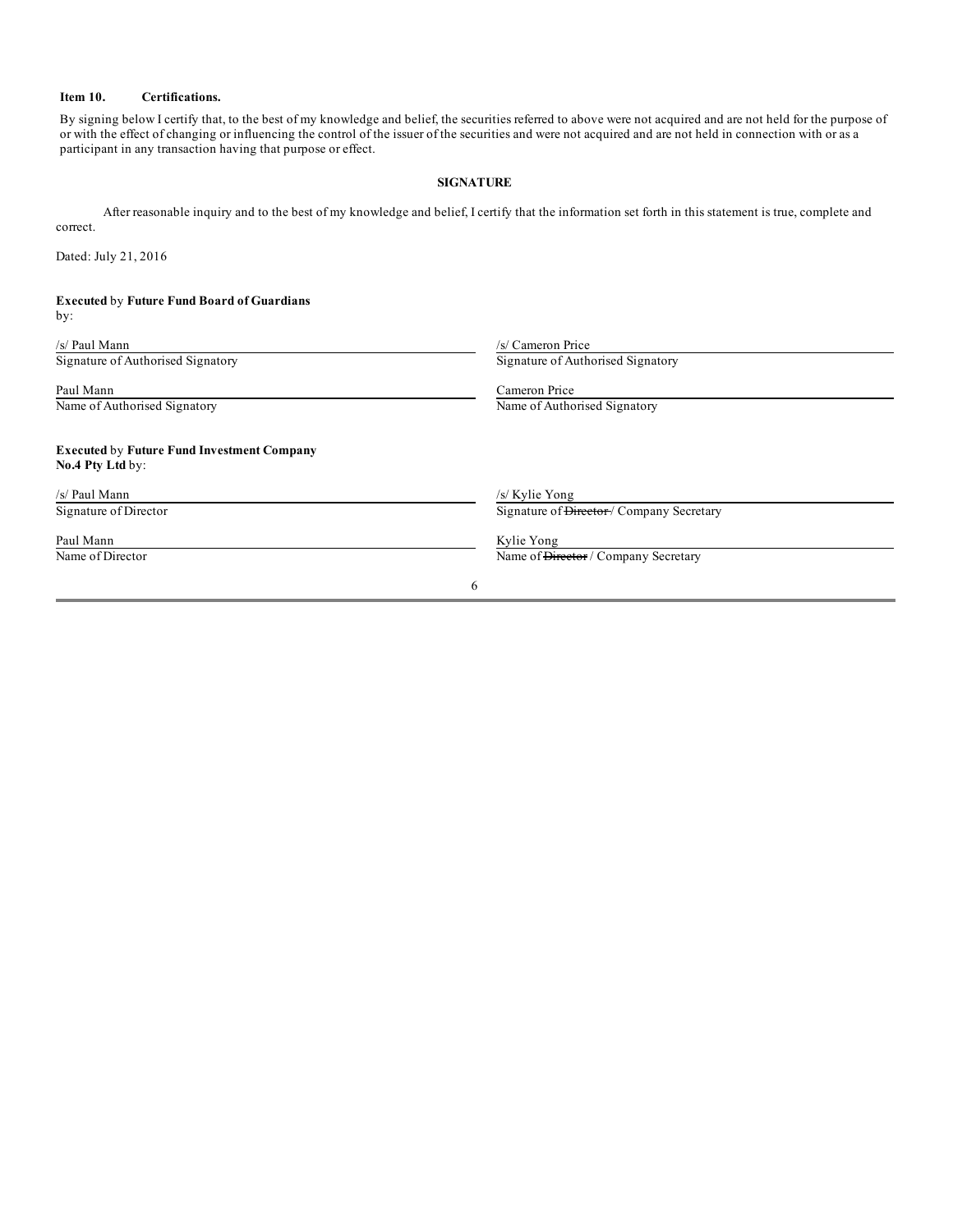**Item 10. Certifications.**

By signing below I certify that, to the best of my knowledge and belief, the securities referred to above were not acquired and are not held for the purpose of or with the effect of changing or influencing the control of the issuer of the securities and were not acquired and are not held in connection with or as a participant in any transaction having that purpose or effect.

**SIGNATURE**

After reasonable inquiry and to the best of my knowledge and belief, I certify that the information set forth in this statement is true, complete and correct.

Dated: July 21, 2016

**Executed** by **Future Fund Board of Guardians** by:

| | |
|---|---|
| /s/ Paul Mann | /s/ Cameron Price |
| Signature of Authorised Signatory | Signature of Authorised Signatory |
| Paul Mann | Cameron Price |
| Name of Authorised Signatory | Name of Authorised Signatory |

**Executed** by **Future Fund Investment Company No.4 Pty Ltd** by:

| | |
|---|---|
| /s/ Paul Mann | /s/ Kylie Yong |
| Signature of Director | Signature of ~~Director~~ / Company Secretary |
| Paul Mann | Kylie Yong |
| Name of Director | Name of ~~Director~~ / Company Secretary |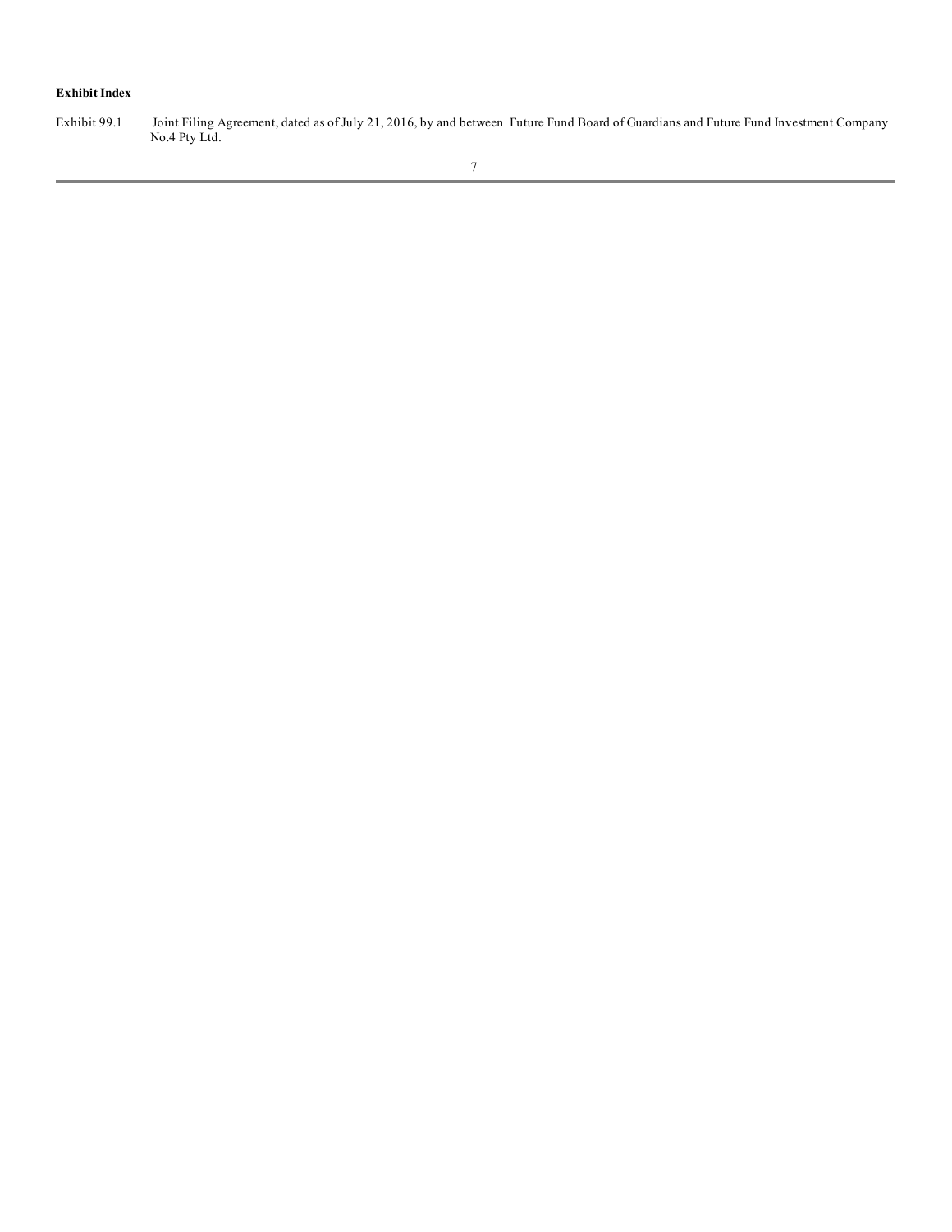**Exhibit Index**

| | |
|---|---|
| Exhibit 99.1 | Joint Filing Agreement, dated as of July 21, 2016, by and between Future Fund Board of Guardians and Future Fund Investment Company No.4 Pty Ltd. |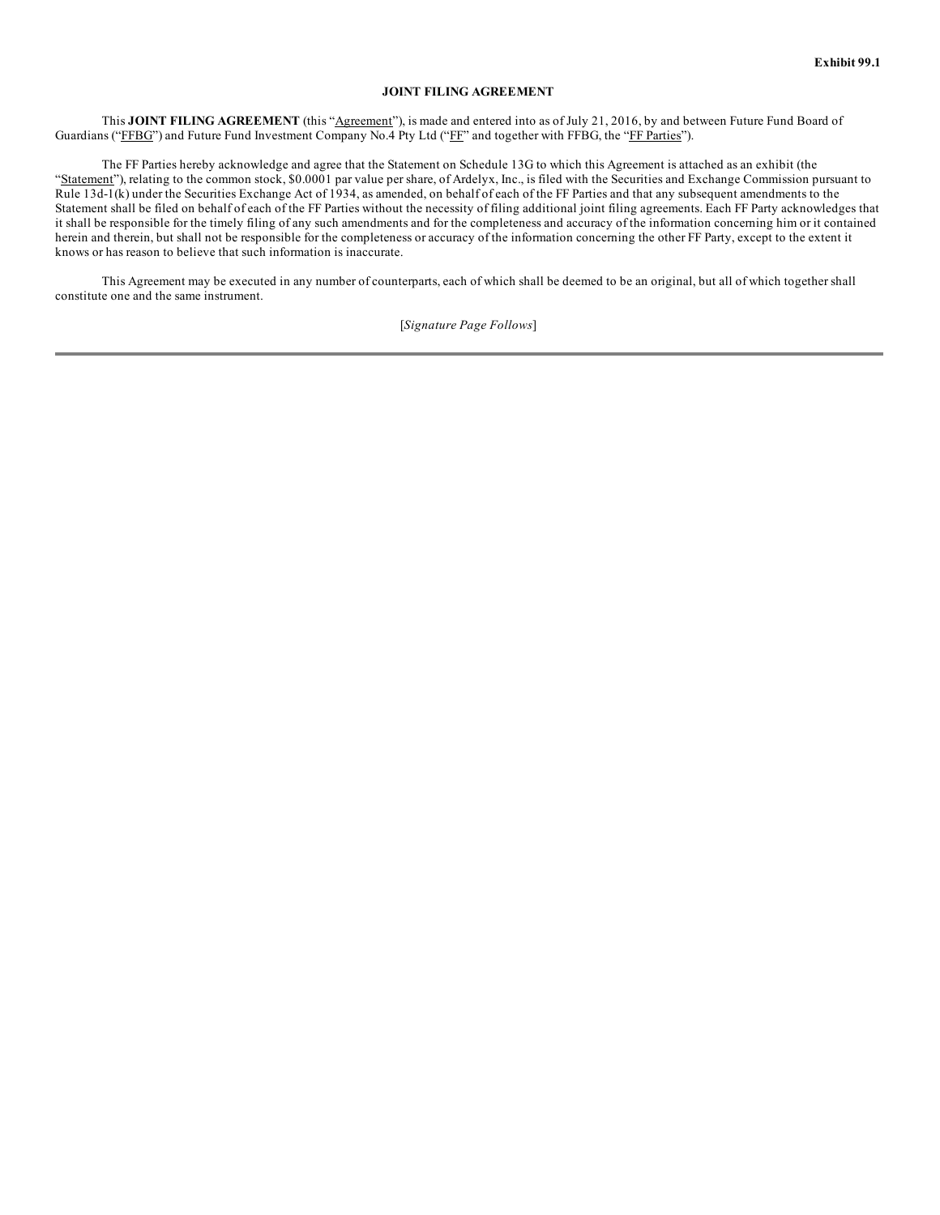Exhibit 99.1

**JOINT FILING AGREEMENT**

This **JOINT FILING AGREEMENT** (this "Agreement"), is made and entered into as of July 21, 2016, by and between Future Fund Board of Guardians ("FFBG") and Future Fund Investment Company No.4 Pty Ltd ("FF" and together with FFBG, the "FF Parties").

The FF Parties hereby acknowledge and agree that the Statement on Schedule 13G to which this Agreement is attached as an exhibit (the "Statement"), relating to the common stock, $0.0001 par value per share, of Ardelyx, Inc., is filed with the Securities and Exchange Commission pursuant to Rule 13d-1(k) under the Securities Exchange Act of 1934, as amended, on behalf of each of the FF Parties and that any subsequent amendments to the Statement shall be filed on behalf of each of the FF Parties without the necessity of filing additional joint filing agreements. Each FF Party acknowledges that it shall be responsible for the timely filing of any such amendments and for the completeness and accuracy of the information concerning him or it contained herein and therein, but shall not be responsible for the completeness or accuracy of the information concerning the other FF Party, except to the extent it knows or has reason to believe that such information is inaccurate.

This Agreement may be executed in any number of counterparts, each of which shall be deemed to be an original, but all of which together shall constitute one and the same instrument.

[*Signature Page Follows*]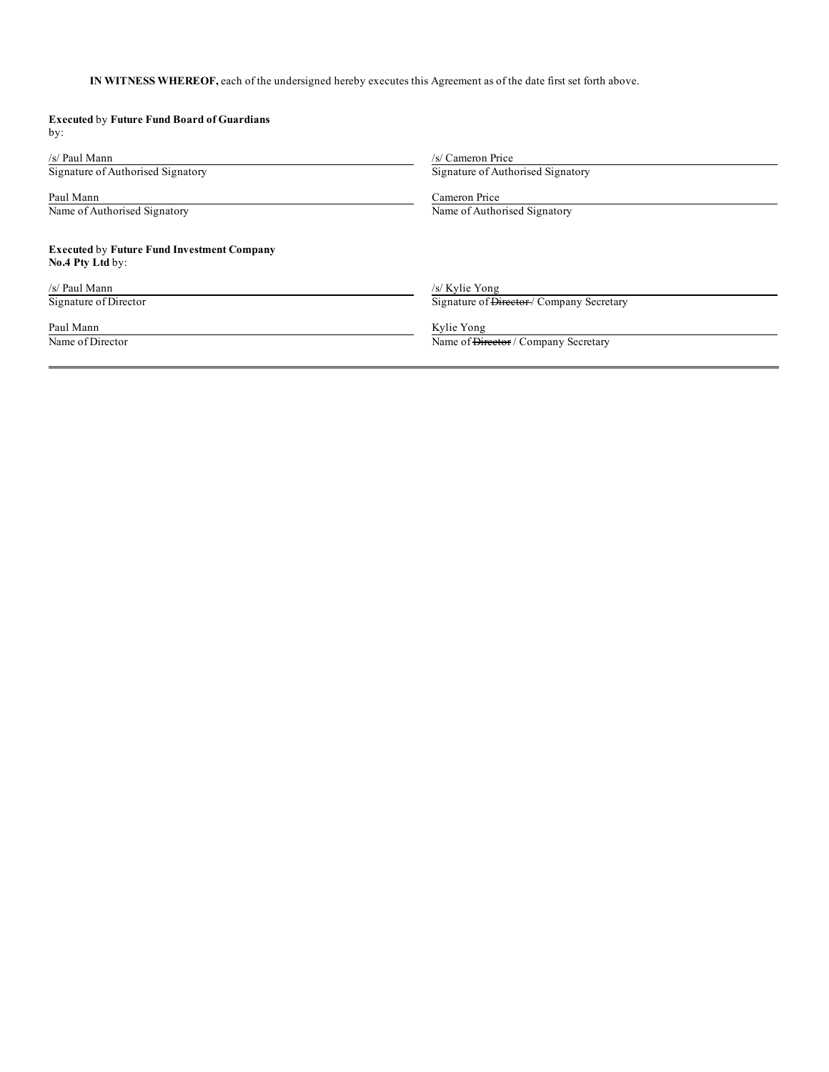**IN WITNESS WHEREOF,** each of the undersigned hereby executes this Agreement as of the date first set forth above.

**Executed** by **Future Fund Board of Guardians**
by:

| | |
|---|---|
| /s/ Paul Mann | /s/ Cameron Price |
| Signature of Authorised Signatory | Signature of Authorised Signatory |
| Paul Mann | Cameron Price |
| Name of Authorised Signatory | Name of Authorised Signatory |

**Executed** by **Future Fund Investment Company No.4 Pty Ltd** by:

| | |
|---|---|
| /s/ Paul Mann | /s/ Kylie Yong |
| Signature of Director | Signature of ~~Director~~ / Company Secretary |
| Paul Mann | Kylie Yong |
| Name of Director | Name of ~~Director~~ / Company Secretary |